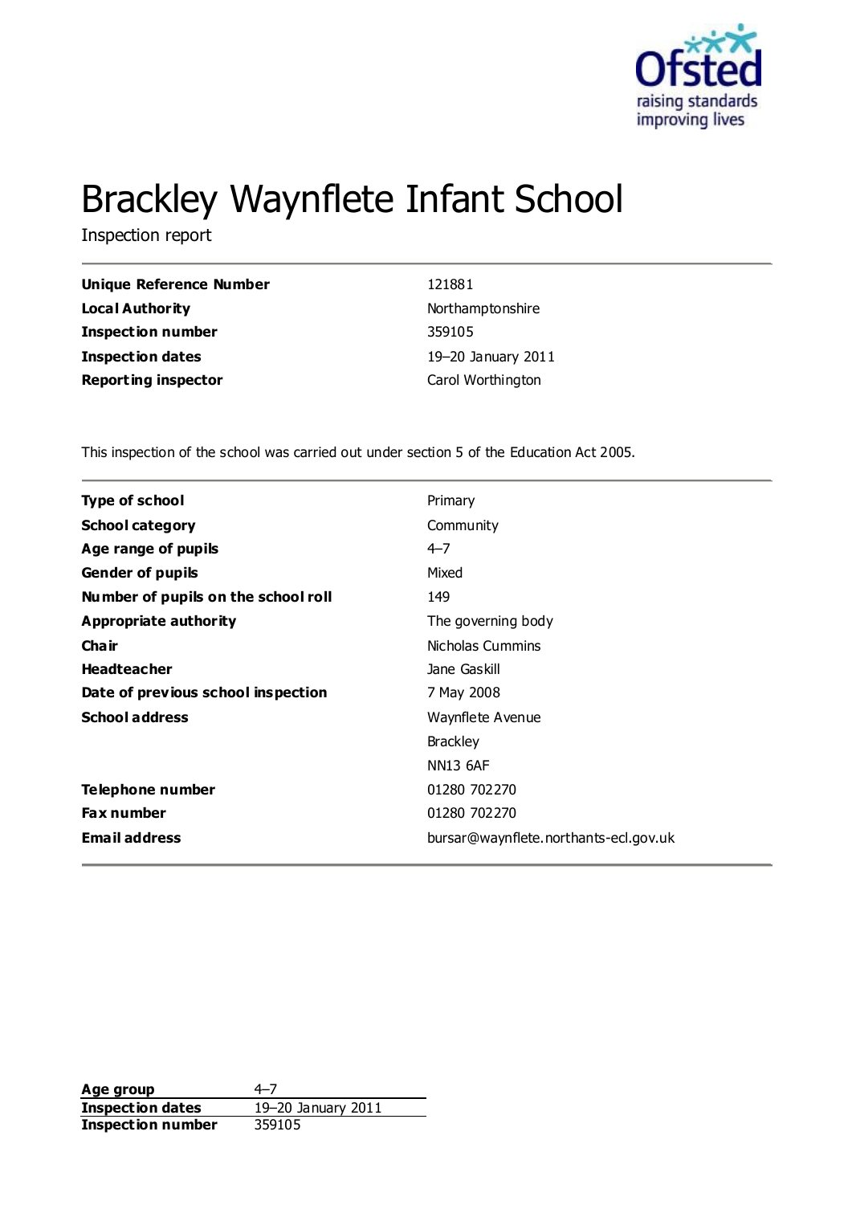# Brackley Waynflete Infant School

Inspection report

| | |
|---|---|
| **Unique Reference Number** | 121881 |
| **Local Authority** | Northamptonshire |
| **Inspection number** | 359105 |
| **Inspection dates** | 19–20 January 2011 |
| **Reporting inspector** | Carol Worthington |

This inspection of the school was carried out under section 5 of the Education Act 2005.

| | |
|---|---|
| **Type of school** | Primary |
| **School category** | Community |
| **Age range of pupils** | 4–7 |
| **Gender of pupils** | Mixed |
| **Number of pupils on the school roll** | 149 |
| **Appropriate authority** | The governing body |
| **Chair** | Nicholas Cummins |
| **Headteacher** | Jane Gaskill |
| **Date of previous school inspection** | 7 May 2008 |
| **School address** | Waynflete Avenue<br>Brackley<br>NN13 6AF |
| **Telephone number** | 01280 702270 |
| **Fax number** | 01280 702270 |
| **Email address** | bursar@waynflete.northants-ecl.gov.uk |

| | |
|---|---|
| **Age group** | 4–7 |
| **Inspection dates** | 19–20 January 2011 |
| **Inspection number** | 359105 |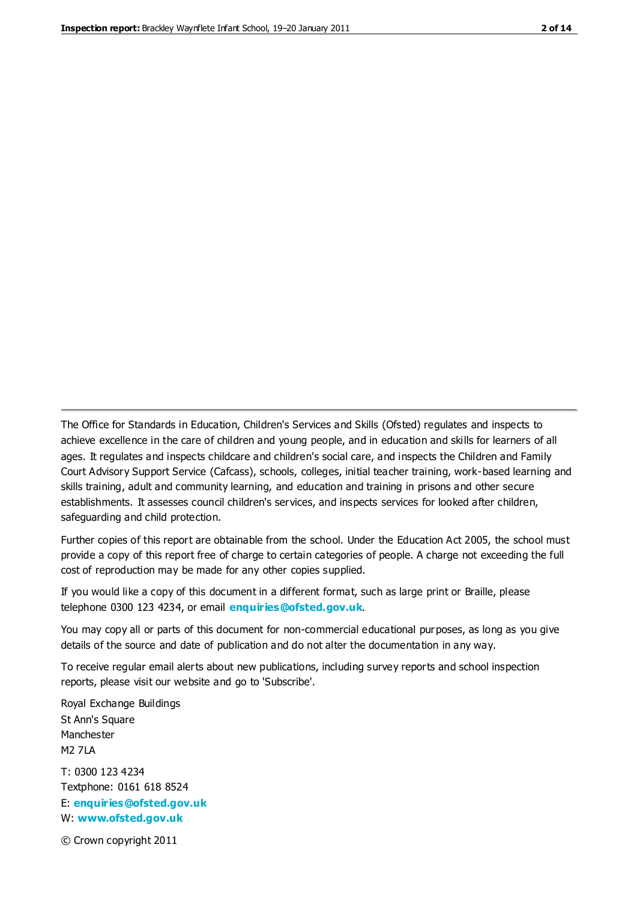The Office for Standards in Education, Children's Services and Skills (Ofsted) regulates and inspects to achieve excellence in the care of children and young people, and in education and skills for learners of all ages. It regulates and inspects childcare and children's social care, and inspects the Children and Family Court Advisory Support Service (Cafcass), schools, colleges, initial teacher training, work-based learning and skills training, adult and community learning, and education and training in prisons and other secure establishments. It assesses council children's services, and inspects services for looked after children, safeguarding and child protection.

Further copies of this report are obtainable from the school. Under the Education Act 2005, the school must provide a copy of this report free of charge to certain categories of people. A charge not exceeding the full cost of reproduction may be made for any other copies supplied.

If you would like a copy of this document in a different format, such as large print or Braille, please telephone 0300 123 4234, or email **enquiries@ofsted.gov.uk**.

You may copy all or parts of this document for non-commercial educational purposes, as long as you give details of the source and date of publication and do not alter the documentation in any way.

To receive regular email alerts about new publications, including survey reports and school inspection reports, please visit our website and go to 'Subscribe'.

Royal Exchange Buildings
St Ann's Square
Manchester
M2 7LA

T: 0300 123 4234
Textphone: 0161 618 8524
E: **enquiries@ofsted.gov.uk**
W: **www.ofsted.gov.uk**

© Crown copyright 2011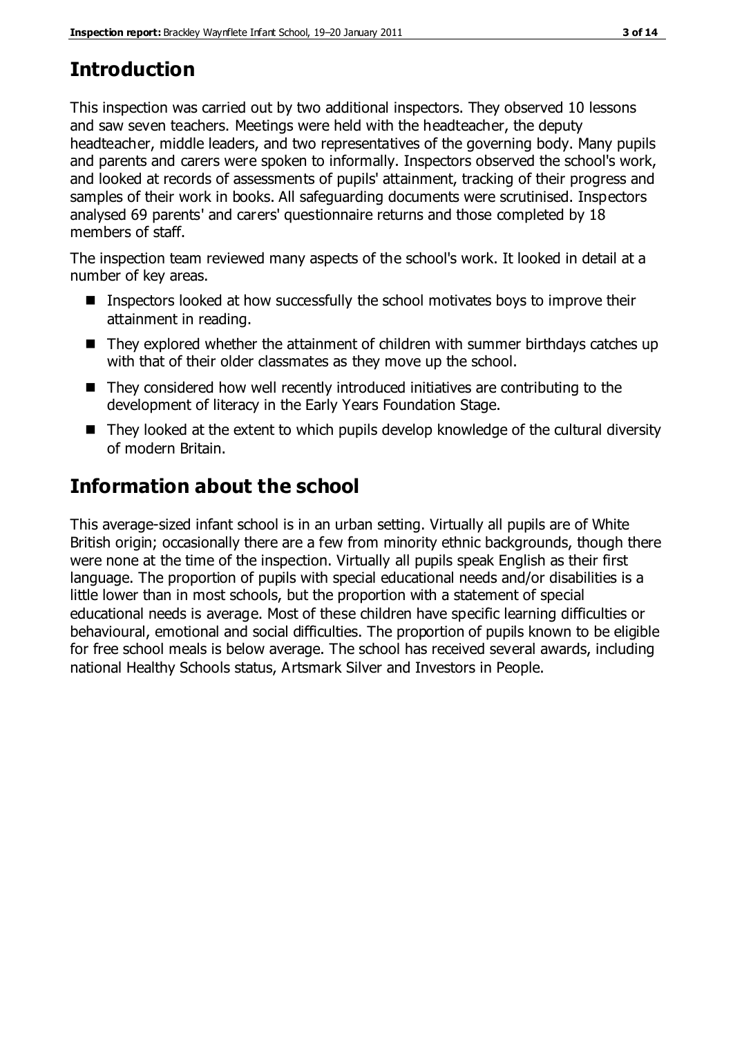## Introduction

This inspection was carried out by two additional inspectors. They observed 10 lessons and saw seven teachers. Meetings were held with the headteacher, the deputy headteacher, middle leaders, and two representatives of the governing body. Many pupils and parents and carers were spoken to informally. Inspectors observed the school's work, and looked at records of assessments of pupils' attainment, tracking of their progress and samples of their work in books. All safeguarding documents were scrutinised. Inspectors analysed 69 parents' and carers' questionnaire returns and those completed by 18 members of staff.

The inspection team reviewed many aspects of the school's work. It looked in detail at a number of key areas.

- Inspectors looked at how successfully the school motivates boys to improve their attainment in reading.
- They explored whether the attainment of children with summer birthdays catches up with that of their older classmates as they move up the school.
- They considered how well recently introduced initiatives are contributing to the development of literacy in the Early Years Foundation Stage.
- They looked at the extent to which pupils develop knowledge of the cultural diversity of modern Britain.

## Information about the school

This average-sized infant school is in an urban setting. Virtually all pupils are of White British origin; occasionally there are a few from minority ethnic backgrounds, though there were none at the time of the inspection. Virtually all pupils speak English as their first language. The proportion of pupils with special educational needs and/or disabilities is a little lower than in most schools, but the proportion with a statement of special educational needs is average. Most of these children have specific learning difficulties or behavioural, emotional and social difficulties. The proportion of pupils known to be eligible for free school meals is below average. The school has received several awards, including national Healthy Schools status, Artsmark Silver and Investors in People.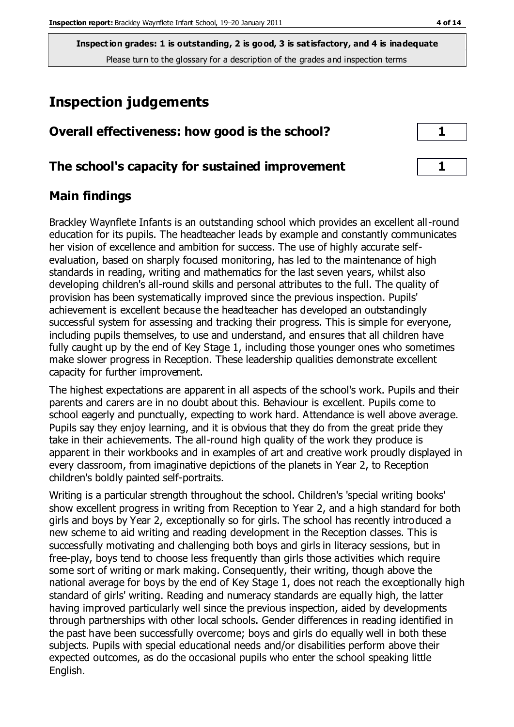**Inspection grades: 1 is outstanding, 2 is good, 3 is satisfactory, and 4 is inadequate**
Please turn to the glossary for a description of the grades and inspection terms

# Inspection judgements

| | |
|---|---|
| **Overall effectiveness: how good is the school?** | **1** |
| **The school's capacity for sustained improvement** | **1** |

## Main findings

Brackley Waynflete Infants is an outstanding school which provides an excellent all-round education for its pupils. The headteacher leads by example and constantly communicates her vision of excellence and ambition for success. The use of highly accurate self-evaluation, based on sharply focused monitoring, has led to the maintenance of high standards in reading, writing and mathematics for the last seven years, whilst also developing children's all-round skills and personal attributes to the full. The quality of provision has been systematically improved since the previous inspection. Pupils' achievement is excellent because the headteacher has developed an outstandingly successful system for assessing and tracking their progress. This is simple for everyone, including pupils themselves, to use and understand, and ensures that all children have fully caught up by the end of Key Stage 1, including those younger ones who sometimes make slower progress in Reception. These leadership qualities demonstrate excellent capacity for further improvement.

The highest expectations are apparent in all aspects of the school's work. Pupils and their parents and carers are in no doubt about this. Behaviour is excellent. Pupils come to school eagerly and punctually, expecting to work hard. Attendance is well above average. Pupils say they enjoy learning, and it is obvious that they do from the great pride they take in their achievements. The all-round high quality of the work they produce is apparent in their workbooks and in examples of art and creative work proudly displayed in every classroom, from imaginative depictions of the planets in Year 2, to Reception children's boldly painted self-portraits.

Writing is a particular strength throughout the school. Children's 'special writing books' show excellent progress in writing from Reception to Year 2, and a high standard for both girls and boys by Year 2, exceptionally so for girls. The school has recently introduced a new scheme to aid writing and reading development in the Reception classes. This is successfully motivating and challenging both boys and girls in literacy sessions, but in free-play, boys tend to choose less frequently than girls those activities which require some sort of writing or mark making. Consequently, their writing, though above the national average for boys by the end of Key Stage 1, does not reach the exceptionally high standard of girls' writing. Reading and numeracy standards are equally high, the latter having improved particularly well since the previous inspection, aided by developments through partnerships with other local schools. Gender differences in reading identified in the past have been successfully overcome; boys and girls do equally well in both these subjects. Pupils with special educational needs and/or disabilities perform above their expected outcomes, as do the occasional pupils who enter the school speaking little English.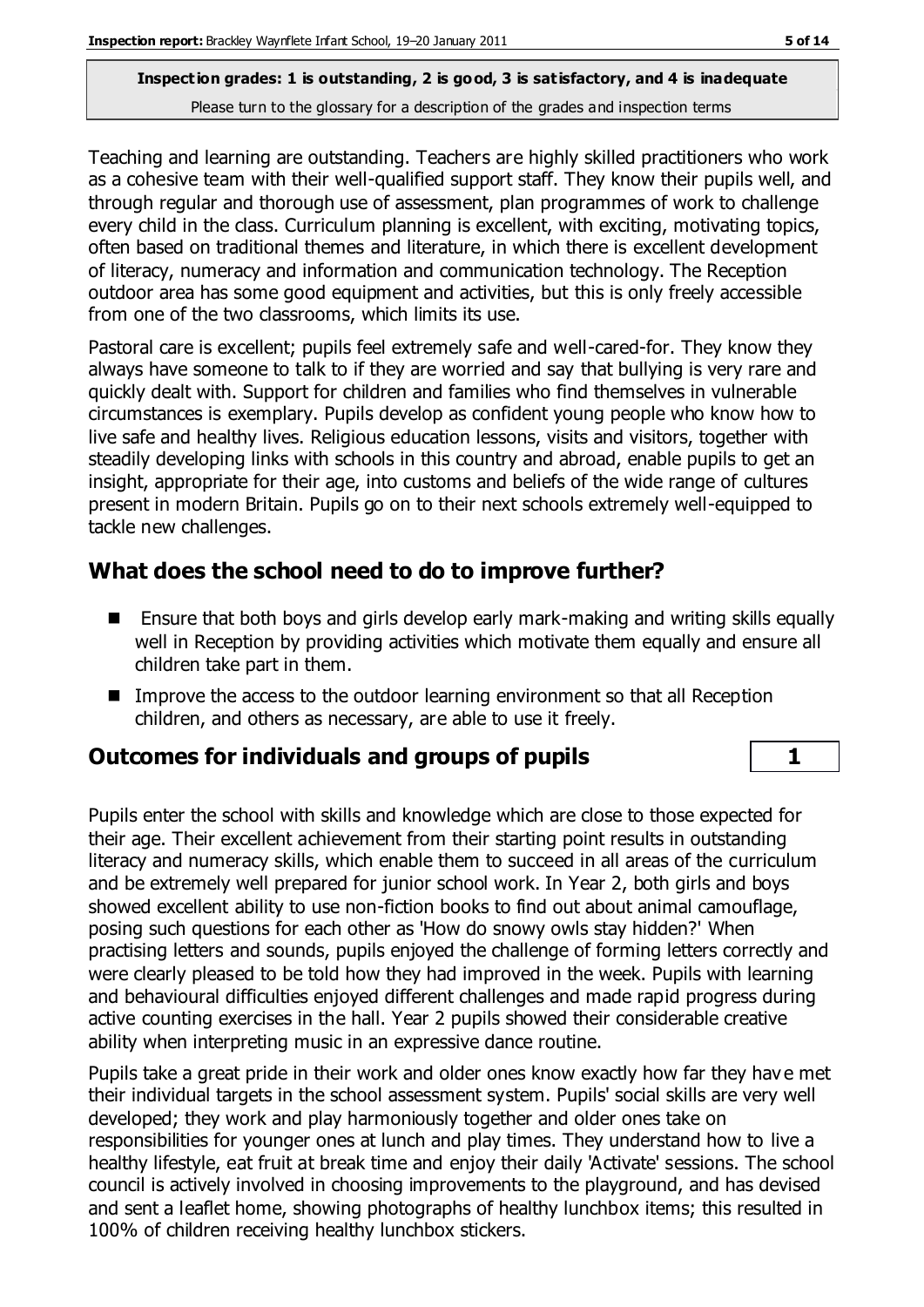**Inspection grades: 1 is outstanding, 2 is good, 3 is satisfactory, and 4 is inadequate**
Please turn to the glossary for a description of the grades and inspection terms

Teaching and learning are outstanding. Teachers are highly skilled practitioners who work as a cohesive team with their well-qualified support staff. They know their pupils well, and through regular and thorough use of assessment, plan programmes of work to challenge every child in the class. Curriculum planning is excellent, with exciting, motivating topics, often based on traditional themes and literature, in which there is excellent development of literacy, numeracy and information and communication technology. The Reception outdoor area has some good equipment and activities, but this is only freely accessible from one of the two classrooms, which limits its use.

Pastoral care is excellent; pupils feel extremely safe and well-cared-for. They know they always have someone to talk to if they are worried and say that bullying is very rare and quickly dealt with. Support for children and families who find themselves in vulnerable circumstances is exemplary. Pupils develop as confident young people who know how to live safe and healthy lives. Religious education lessons, visits and visitors, together with steadily developing links with schools in this country and abroad, enable pupils to get an insight, appropriate for their age, into customs and beliefs of the wide range of cultures present in modern Britain. Pupils go on to their next schools extremely well-equipped to tackle new challenges.

## What does the school need to do to improve further?

- Ensure that both boys and girls develop early mark-making and writing skills equally well in Reception by providing activities which motivate them equally and ensure all children take part in them.
- Improve the access to the outdoor learning environment so that all Reception children, and others as necessary, are able to use it freely.

## Outcomes for individuals and groups of pupils — 1

Pupils enter the school with skills and knowledge which are close to those expected for their age. Their excellent achievement from their starting point results in outstanding literacy and numeracy skills, which enable them to succeed in all areas of the curriculum and be extremely well prepared for junior school work. In Year 2, both girls and boys showed excellent ability to use non-fiction books to find out about animal camouflage, posing such questions for each other as 'How do snowy owls stay hidden?' When practising letters and sounds, pupils enjoyed the challenge of forming letters correctly and were clearly pleased to be told how they had improved in the week. Pupils with learning and behavioural difficulties enjoyed different challenges and made rapid progress during active counting exercises in the hall. Year 2 pupils showed their considerable creative ability when interpreting music in an expressive dance routine.

Pupils take a great pride in their work and older ones know exactly how far they have met their individual targets in the school assessment system. Pupils' social skills are very well developed; they work and play harmoniously together and older ones take on responsibilities for younger ones at lunch and play times. They understand how to live a healthy lifestyle, eat fruit at break time and enjoy their daily 'Activate' sessions. The school council is actively involved in choosing improvements to the playground, and has devised and sent a leaflet home, showing photographs of healthy lunchbox items; this resulted in 100% of children receiving healthy lunchbox stickers.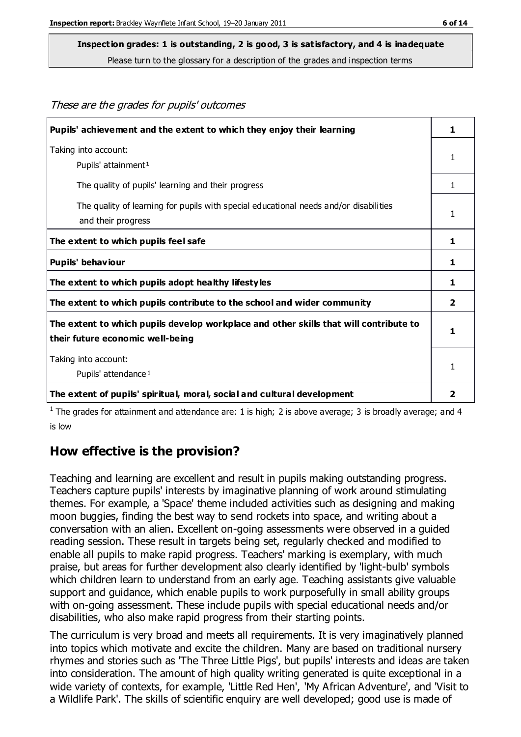**Inspection grades: 1 is outstanding, 2 is good, 3 is satisfactory, and 4 is inadequate**
Please turn to the glossary for a description of the grades and inspection terms

*These are the grades for pupils' outcomes*

| | |
|---|---|
| **Pupils' achievement and the extent to which they enjoy their learning** | **1** |
| Taking into account: Pupils' attainment[1] | 1 |
| The quality of pupils' learning and their progress | 1 |
| The quality of learning for pupils with special educational needs and/or disabilities and their progress | 1 |
| **The extent to which pupils feel safe** | **1** |
| **Pupils' behaviour** | **1** |
| **The extent to which pupils adopt healthy lifestyles** | **1** |
| **The extent to which pupils contribute to the school and wider community** | **2** |
| **The extent to which pupils develop workplace and other skills that will contribute to their future economic well-being** | **1** |
| Taking into account: Pupils' attendance[1] | 1 |
| **The extent of pupils' spiritual, moral, social and cultural development** | **2** |

[1] The grades for attainment and attendance are: 1 is high; 2 is above average; 3 is broadly average; and 4 is low

## How effective is the provision?

Teaching and learning are excellent and result in pupils making outstanding progress. Teachers capture pupils' interests by imaginative planning of work around stimulating themes. For example, a 'Space' theme included activities such as designing and making moon buggies, finding the best way to send rockets into space, and writing about a conversation with an alien. Excellent on-going assessments were observed in a guided reading session. These result in targets being set, regularly checked and modified to enable all pupils to make rapid progress. Teachers' marking is exemplary, with much praise, but areas for further development also clearly identified by 'light-bulb' symbols which children learn to understand from an early age. Teaching assistants give valuable support and guidance, which enable pupils to work purposefully in small ability groups with on-going assessment. These include pupils with special educational needs and/or disabilities, who also make rapid progress from their starting points.

The curriculum is very broad and meets all requirements. It is very imaginatively planned into topics which motivate and excite the children. Many are based on traditional nursery rhymes and stories such as 'The Three Little Pigs', but pupils' interests and ideas are taken into consideration. The amount of high quality writing generated is quite exceptional in a wide variety of contexts, for example, 'Little Red Hen', 'My African Adventure', and 'Visit to a Wildlife Park'. The skills of scientific enquiry are well developed; good use is made of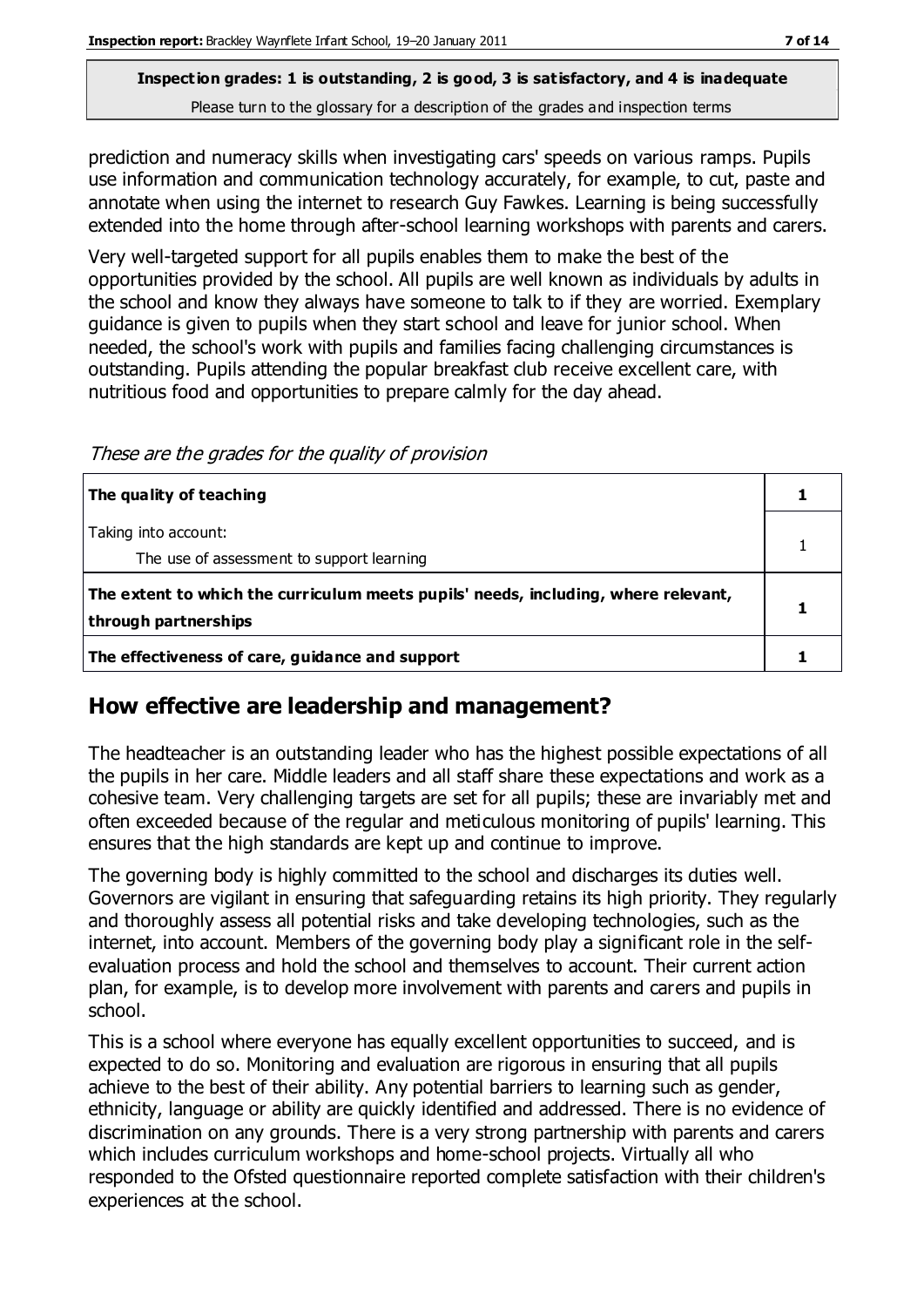prediction and numeracy skills when investigating cars' speeds on various ramps. Pupils use information and communication technology accurately, for example, to cut, paste and annotate when using the internet to research Guy Fawkes. Learning is being successfully extended into the home through after-school learning workshops with parents and carers.

Very well-targeted support for all pupils enables them to make the best of the opportunities provided by the school. All pupils are well known as individuals by adults in the school and know they always have someone to talk to if they are worried. Exemplary guidance is given to pupils when they start school and leave for junior school. When needed, the school's work with pupils and families facing challenging circumstances is outstanding. Pupils attending the popular breakfast club receive excellent care, with nutritious food and opportunities to prepare calmly for the day ahead.

*These are the grades for the quality of provision*

| | |
|---|---|
| **The quality of teaching** | **1** |
| Taking into account:<br>The use of assessment to support learning | 1 |
| **The extent to which the curriculum meets pupils' needs, including, where relevant, through partnerships** | **1** |
| **The effectiveness of care, guidance and support** | **1** |

## How effective are leadership and management?

The headteacher is an outstanding leader who has the highest possible expectations of all the pupils in her care. Middle leaders and all staff share these expectations and work as a cohesive team. Very challenging targets are set for all pupils; these are invariably met and often exceeded because of the regular and meticulous monitoring of pupils' learning. This ensures that the high standards are kept up and continue to improve.

The governing body is highly committed to the school and discharges its duties well. Governors are vigilant in ensuring that safeguarding retains its high priority. They regularly and thoroughly assess all potential risks and take developing technologies, such as the internet, into account. Members of the governing body play a significant role in the self-evaluation process and hold the school and themselves to account. Their current action plan, for example, is to develop more involvement with parents and carers and pupils in school.

This is a school where everyone has equally excellent opportunities to succeed, and is expected to do so. Monitoring and evaluation are rigorous in ensuring that all pupils achieve to the best of their ability. Any potential barriers to learning such as gender, ethnicity, language or ability are quickly identified and addressed. There is no evidence of discrimination on any grounds. There is a very strong partnership with parents and carers which includes curriculum workshops and home-school projects. Virtually all who responded to the Ofsted questionnaire reported complete satisfaction with their children's experiences at the school.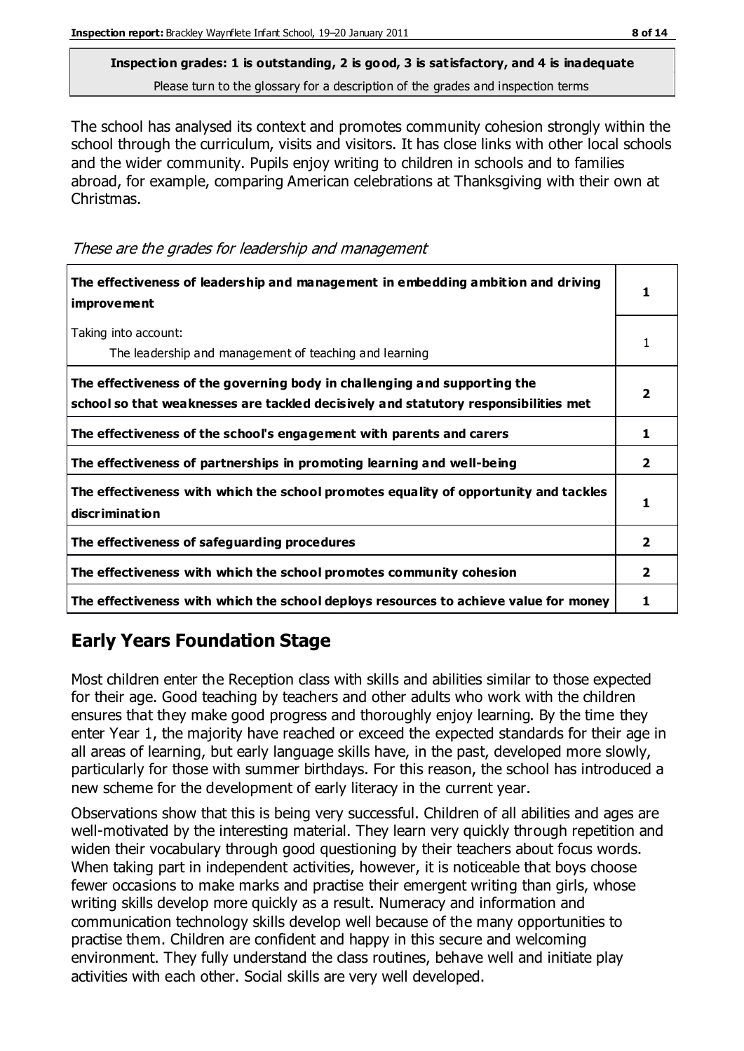**Inspection grades: 1 is outstanding, 2 is good, 3 is satisfactory, and 4 is inadequate**
Please turn to the glossary for a description of the grades and inspection terms

The school has analysed its context and promotes community cohesion strongly within the school through the curriculum, visits and visitors. It has close links with other local schools and the wider community. Pupils enjoy writing to children in schools and to families abroad, for example, comparing American celebrations at Thanksgiving with their own at Christmas.

*These are the grades for leadership and management*

| | |
|---|---|
| **The effectiveness of leadership and management in embedding ambition and driving improvement** | **1** |
| Taking into account: The leadership and management of teaching and learning | 1 |
| **The effectiveness of the governing body in challenging and supporting the school so that weaknesses are tackled decisively and statutory responsibilities met** | **2** |
| **The effectiveness of the school's engagement with parents and carers** | **1** |
| **The effectiveness of partnerships in promoting learning and well-being** | **2** |
| **The effectiveness with which the school promotes equality of opportunity and tackles discrimination** | **1** |
| **The effectiveness of safeguarding procedures** | **2** |
| **The effectiveness with which the school promotes community cohesion** | **2** |
| **The effectiveness with which the school deploys resources to achieve value for money** | **1** |

## Early Years Foundation Stage

Most children enter the Reception class with skills and abilities similar to those expected for their age. Good teaching by teachers and other adults who work with the children ensures that they make good progress and thoroughly enjoy learning. By the time they enter Year 1, the majority have reached or exceed the expected standards for their age in all areas of learning, but early language skills have, in the past, developed more slowly, particularly for those with summer birthdays. For this reason, the school has introduced a new scheme for the development of early literacy in the current year.

Observations show that this is being very successful. Children of all abilities and ages are well-motivated by the interesting material. They learn very quickly through repetition and widen their vocabulary through good questioning by their teachers about focus words. When taking part in independent activities, however, it is noticeable that boys choose fewer occasions to make marks and practise their emergent writing than girls, whose writing skills develop more quickly as a result. Numeracy and information and communication technology skills develop well because of the many opportunities to practise them. Children are confident and happy in this secure and welcoming environment. They fully understand the class routines, behave well and initiate play activities with each other. Social skills are very well developed.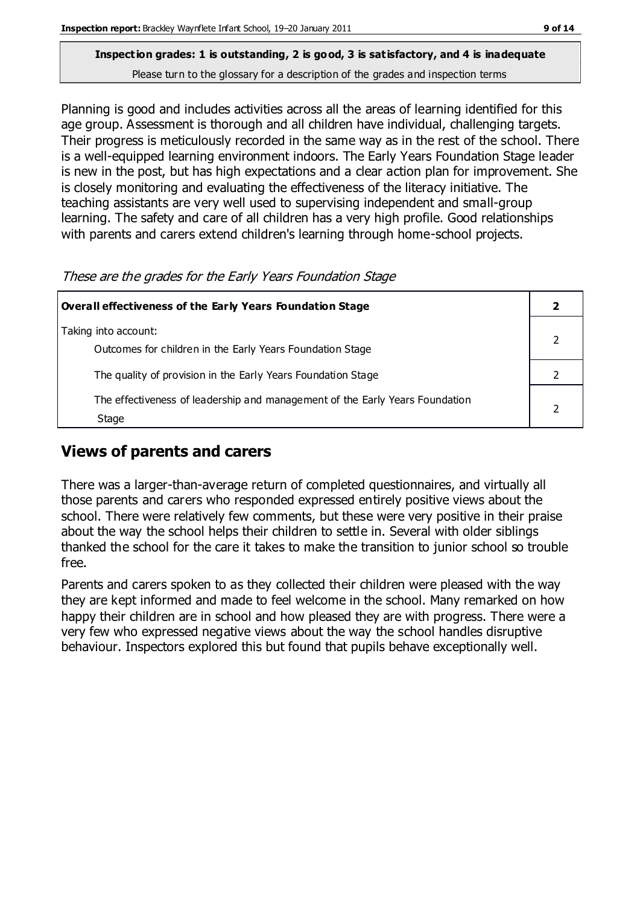**Inspection grades: 1 is outstanding, 2 is good, 3 is satisfactory, and 4 is inadequate**
Please turn to the glossary for a description of the grades and inspection terms

Planning is good and includes activities across all the areas of learning identified for this age group. Assessment is thorough and all children have individual, challenging targets. Their progress is meticulously recorded in the same way as in the rest of the school. There is a well-equipped learning environment indoors. The Early Years Foundation Stage leader is new in the post, but has high expectations and a clear action plan for improvement. She is closely monitoring and evaluating the effectiveness of the literacy initiative. The teaching assistants are very well used to supervising independent and small-group learning. The safety and care of all children has a very high profile. Good relationships with parents and carers extend children's learning through home-school projects.

*These are the grades for the Early Years Foundation Stage*

| **Overall effectiveness of the Early Years Foundation Stage** | **2** |
|---|---|
| Taking into account: Outcomes for children in the Early Years Foundation Stage | 2 |
| The quality of provision in the Early Years Foundation Stage | 2 |
| The effectiveness of leadership and management of the Early Years Foundation Stage | 2 |

## Views of parents and carers

There was a larger-than-average return of completed questionnaires, and virtually all those parents and carers who responded expressed entirely positive views about the school. There were relatively few comments, but these were very positive in their praise about the way the school helps their children to settle in. Several with older siblings thanked the school for the care it takes to make the transition to junior school so trouble free.

Parents and carers spoken to as they collected their children were pleased with the way they are kept informed and made to feel welcome in the school. Many remarked on how happy their children are in school and how pleased they are with progress. There were a very few who expressed negative views about the way the school handles disruptive behaviour. Inspectors explored this but found that pupils behave exceptionally well.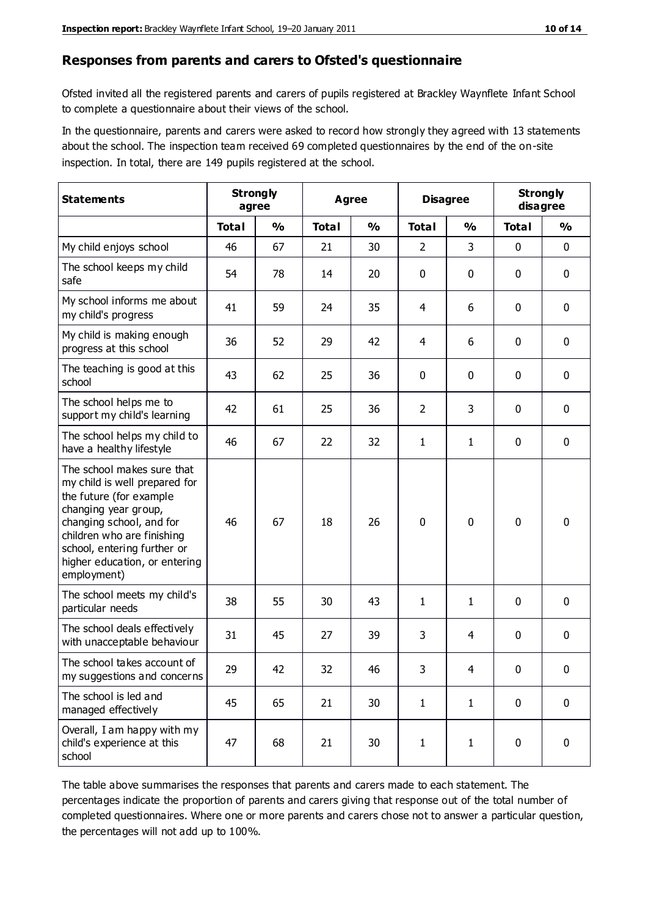## Responses from parents and carers to Ofsted's questionnaire

Ofsted invited all the registered parents and carers of pupils registered at Brackley Waynflete Infant School to complete a questionnaire about their views of the school.

In the questionnaire, parents and carers were asked to record how strongly they agreed with 13 statements about the school. The inspection team received 69 completed questionnaires by the end of the on-site inspection. In total, there are 149 pupils registered at the school.

| Statements | Strongly agree | | Agree | | Disagree | | Strongly disagree | |
|---|---|---|---|---|---|---|---|---|
| | Total | % | Total | % | Total | % | Total | % |
| My child enjoys school | 46 | 67 | 21 | 30 | 2 | 3 | 0 | 0 |
| The school keeps my child safe | 54 | 78 | 14 | 20 | 0 | 0 | 0 | 0 |
| My school informs me about my child's progress | 41 | 59 | 24 | 35 | 4 | 6 | 0 | 0 |
| My child is making enough progress at this school | 36 | 52 | 29 | 42 | 4 | 6 | 0 | 0 |
| The teaching is good at this school | 43 | 62 | 25 | 36 | 0 | 0 | 0 | 0 |
| The school helps me to support my child's learning | 42 | 61 | 25 | 36 | 2 | 3 | 0 | 0 |
| The school helps my child to have a healthy lifestyle | 46 | 67 | 22 | 32 | 1 | 1 | 0 | 0 |
| The school makes sure that my child is well prepared for the future (for example changing year group, changing school, and for children who are finishing school, entering further or higher education, or entering employment) | 46 | 67 | 18 | 26 | 0 | 0 | 0 | 0 |
| The school meets my child's particular needs | 38 | 55 | 30 | 43 | 1 | 1 | 0 | 0 |
| The school deals effectively with unacceptable behaviour | 31 | 45 | 27 | 39 | 3 | 4 | 0 | 0 |
| The school takes account of my suggestions and concerns | 29 | 42 | 32 | 46 | 3 | 4 | 0 | 0 |
| The school is led and managed effectively | 45 | 65 | 21 | 30 | 1 | 1 | 0 | 0 |
| Overall, I am happy with my child's experience at this school | 47 | 68 | 21 | 30 | 1 | 1 | 0 | 0 |

The table above summarises the responses that parents and carers made to each statement. The percentages indicate the proportion of parents and carers giving that response out of the total number of completed questionnaires. Where one or more parents and carers chose not to answer a particular question, the percentages will not add up to 100%.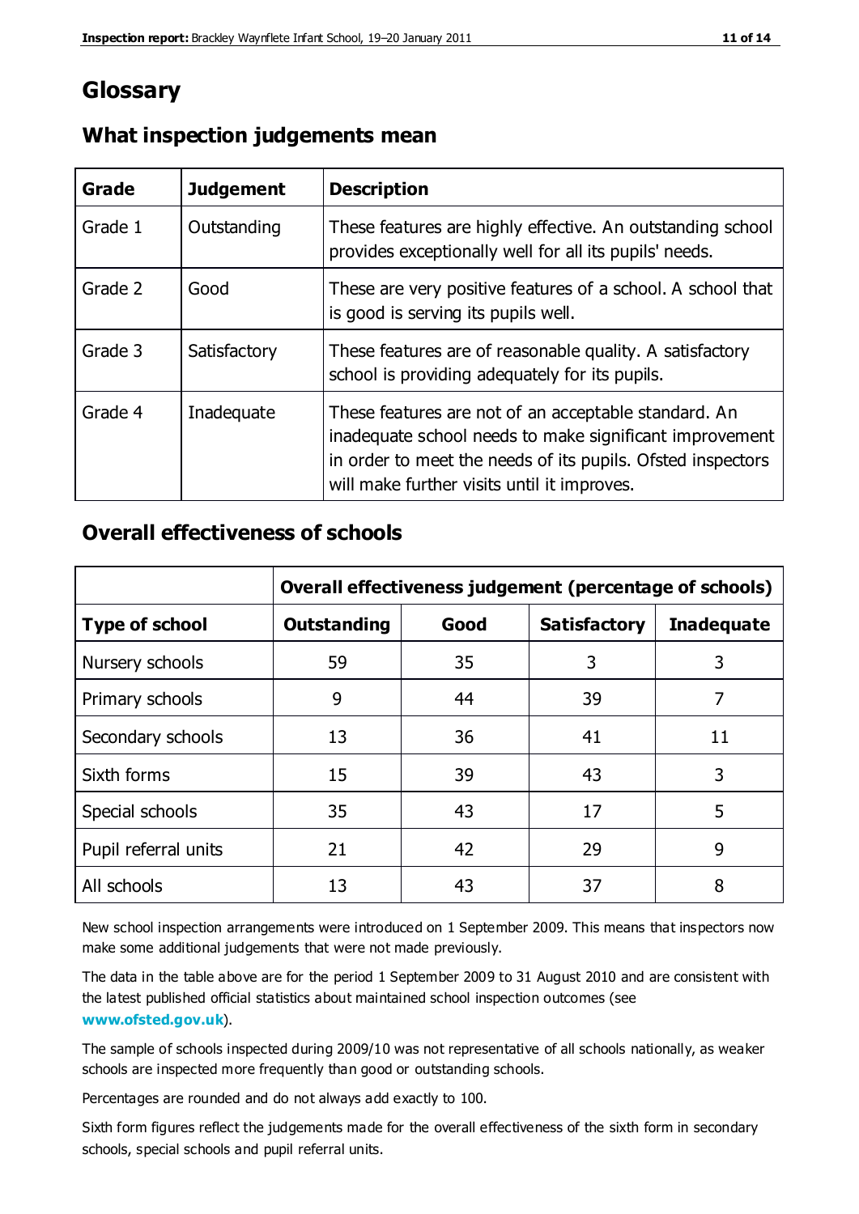# Glossary

## What inspection judgements mean

| Grade | Judgement | Description |
|---|---|---|
| Grade 1 | Outstanding | These features are highly effective. An outstanding school provides exceptionally well for all its pupils' needs. |
| Grade 2 | Good | These are very positive features of a school. A school that is good is serving its pupils well. |
| Grade 3 | Satisfactory | These features are of reasonable quality. A satisfactory school is providing adequately for its pupils. |
| Grade 4 | Inadequate | These features are not of an acceptable standard. An inadequate school needs to make significant improvement in order to meet the needs of its pupils. Ofsted inspectors will make further visits until it improves. |

## Overall effectiveness of schools

| | Overall effectiveness judgement (percentage of schools) | | | |
|---|---|---|---|---|
| **Type of school** | **Outstanding** | **Good** | **Satisfactory** | **Inadequate** |
| Nursery schools | 59 | 35 | 3 | 3 |
| Primary schools | 9 | 44 | 39 | 7 |
| Secondary schools | 13 | 36 | 41 | 11 |
| Sixth forms | 15 | 39 | 43 | 3 |
| Special schools | 35 | 43 | 17 | 5 |
| Pupil referral units | 21 | 42 | 29 | 9 |
| All schools | 13 | 43 | 37 | 8 |

New school inspection arrangements were introduced on 1 September 2009. This means that inspectors now make some additional judgements that were not made previously.

The data in the table above are for the period 1 September 2009 to 31 August 2010 and are consistent with the latest published official statistics about maintained school inspection outcomes (see **www.ofsted.gov.uk**).

The sample of schools inspected during 2009/10 was not representative of all schools nationally, as weaker schools are inspected more frequently than good or outstanding schools.

Percentages are rounded and do not always add exactly to 100.

Sixth form figures reflect the judgements made for the overall effectiveness of the sixth form in secondary schools, special schools and pupil referral units.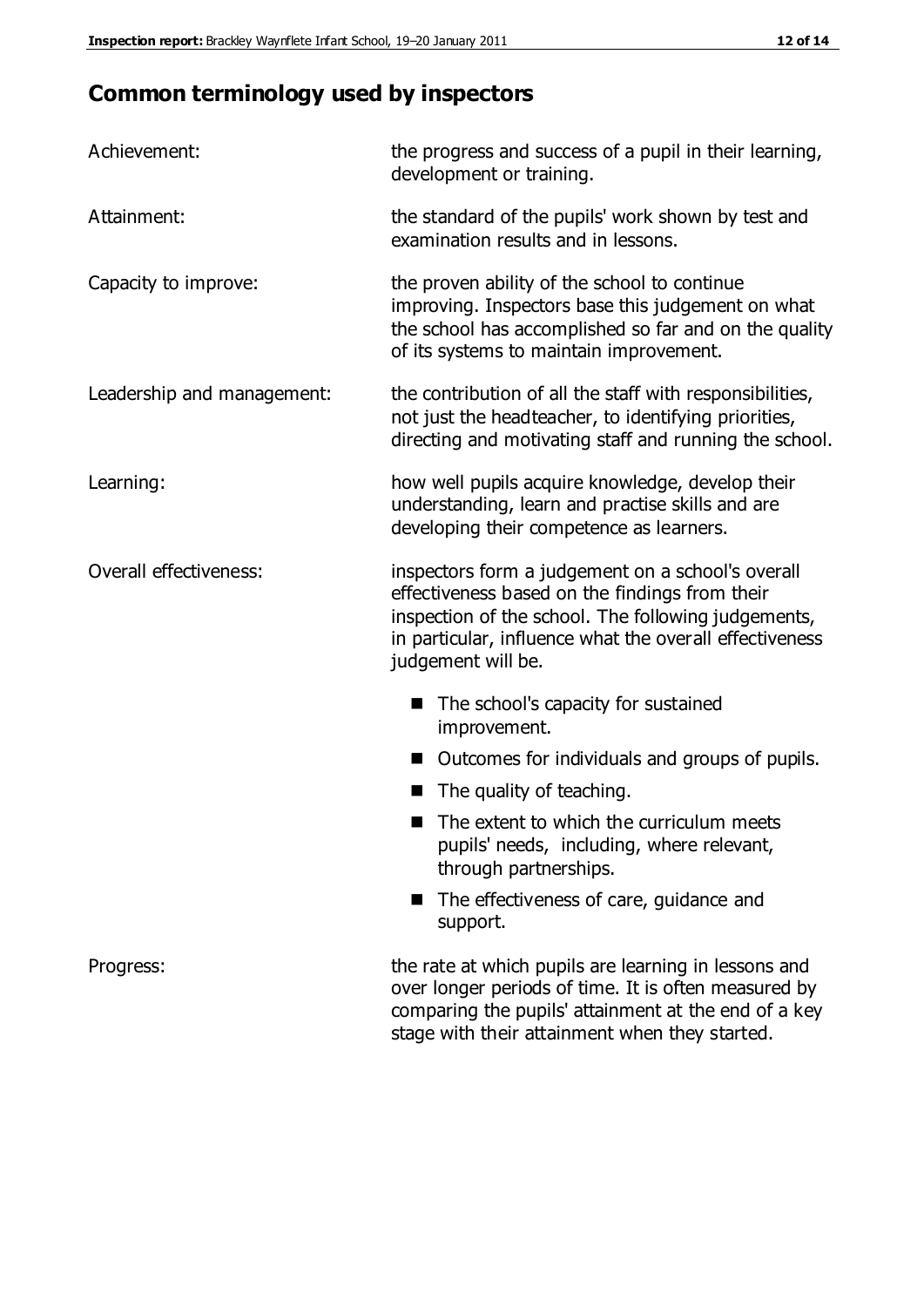## Common terminology used by inspectors

| | |
|---|---|
| Achievement: | the progress and success of a pupil in their learning, development or training. |
| Attainment: | the standard of the pupils' work shown by test and examination results and in lessons. |
| Capacity to improve: | the proven ability of the school to continue improving. Inspectors base this judgement on what the school has accomplished so far and on the quality of its systems to maintain improvement. |
| Leadership and management: | the contribution of all the staff with responsibilities, not just the headteacher, to identifying priorities, directing and motivating staff and running the school. |
| Learning: | how well pupils acquire knowledge, develop their understanding, learn and practise skills and are developing their competence as learners. |
| Overall effectiveness: | inspectors form a judgement on a school's overall effectiveness based on the findings from their inspection of the school. The following judgements, in particular, influence what the overall effectiveness judgement will be. ■ The school's capacity for sustained improvement. ■ Outcomes for individuals and groups of pupils. ■ The quality of teaching. ■ The extent to which the curriculum meets pupils' needs, including, where relevant, through partnerships. ■ The effectiveness of care, guidance and support. |
| Progress: | the rate at which pupils are learning in lessons and over longer periods of time. It is often measured by comparing the pupils' attainment at the end of a key stage with their attainment when they started. |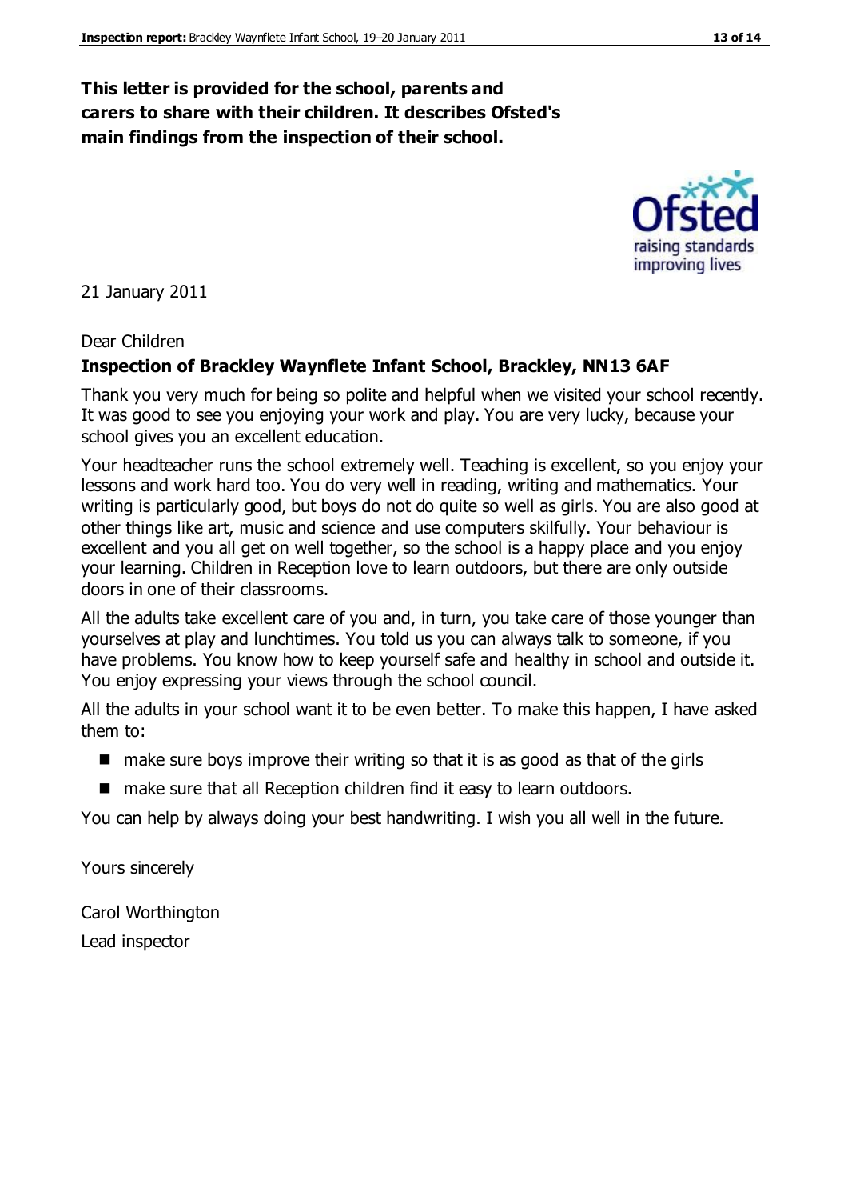**This letter is provided for the school, parents and carers to share with their children. It describes Ofsted's main findings from the inspection of their school.**

21 January 2011

Dear Children

**Inspection of Brackley Waynflete Infant School, Brackley, NN13 6AF**

Thank you very much for being so polite and helpful when we visited your school recently. It was good to see you enjoying your work and play. You are very lucky, because your school gives you an excellent education.

Your headteacher runs the school extremely well. Teaching is excellent, so you enjoy your lessons and work hard too. You do very well in reading, writing and mathematics. Your writing is particularly good, but boys do not do quite so well as girls. You are also good at other things like art, music and science and use computers skilfully. Your behaviour is excellent and you all get on well together, so the school is a happy place and you enjoy your learning. Children in Reception love to learn outdoors, but there are only outside doors in one of their classrooms.

All the adults take excellent care of you and, in turn, you take care of those younger than yourselves at play and lunchtimes. You told us you can always talk to someone, if you have problems. You know how to keep yourself safe and healthy in school and outside it. You enjoy expressing your views through the school council.

All the adults in your school want it to be even better. To make this happen, I have asked them to:

- make sure boys improve their writing so that it is as good as that of the girls
- make sure that all Reception children find it easy to learn outdoors.

You can help by always doing your best handwriting. I wish you all well in the future.

Yours sincerely

Carol Worthington

Lead inspector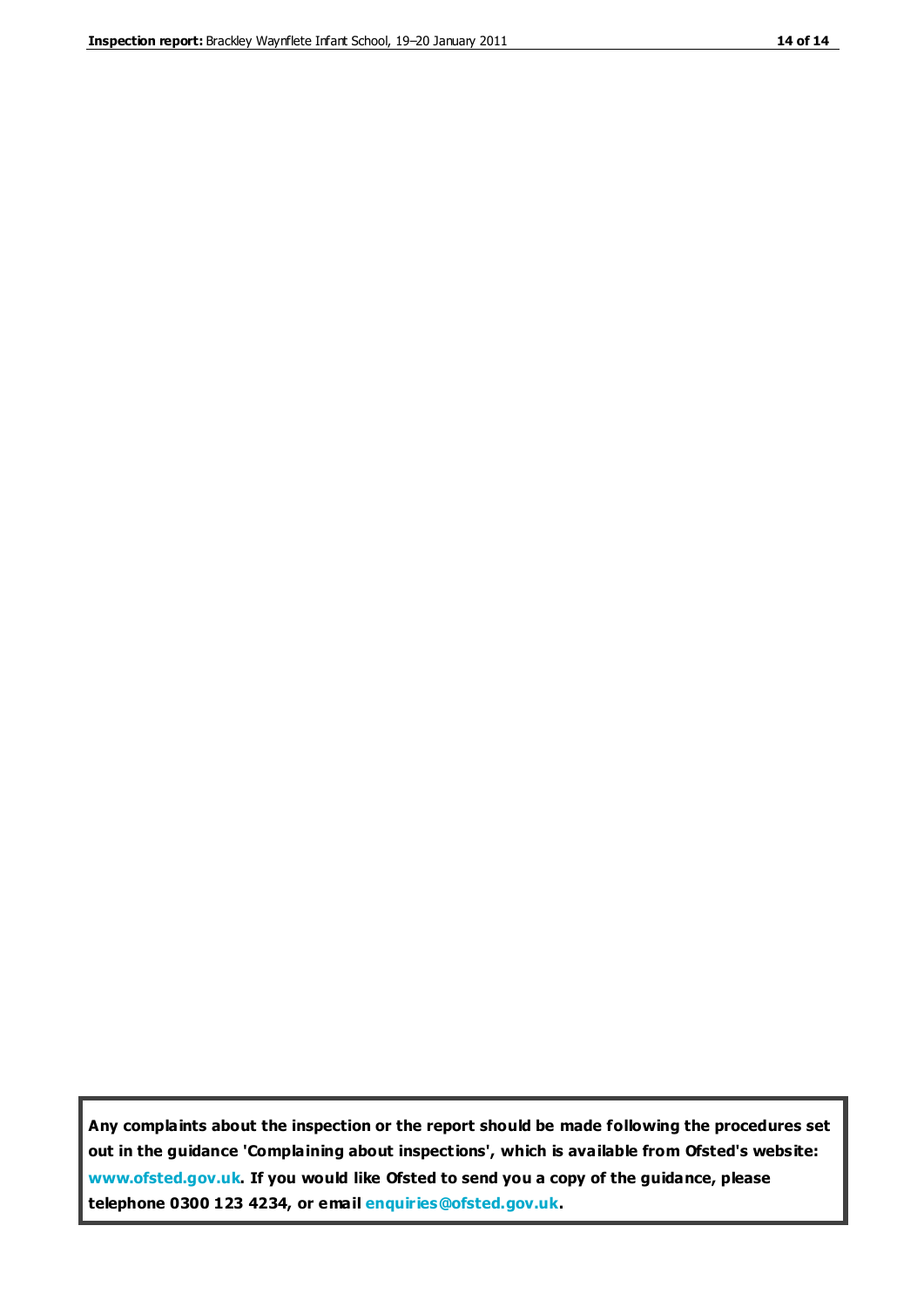**Any complaints about the inspection or the report should be made following the procedures set out in the guidance 'Complaining about inspections', which is available from Ofsted's website: www.ofsted.gov.uk. If you would like Ofsted to send you a copy of the guidance, please telephone 0300 123 4234, or email enquiries@ofsted.gov.uk.**